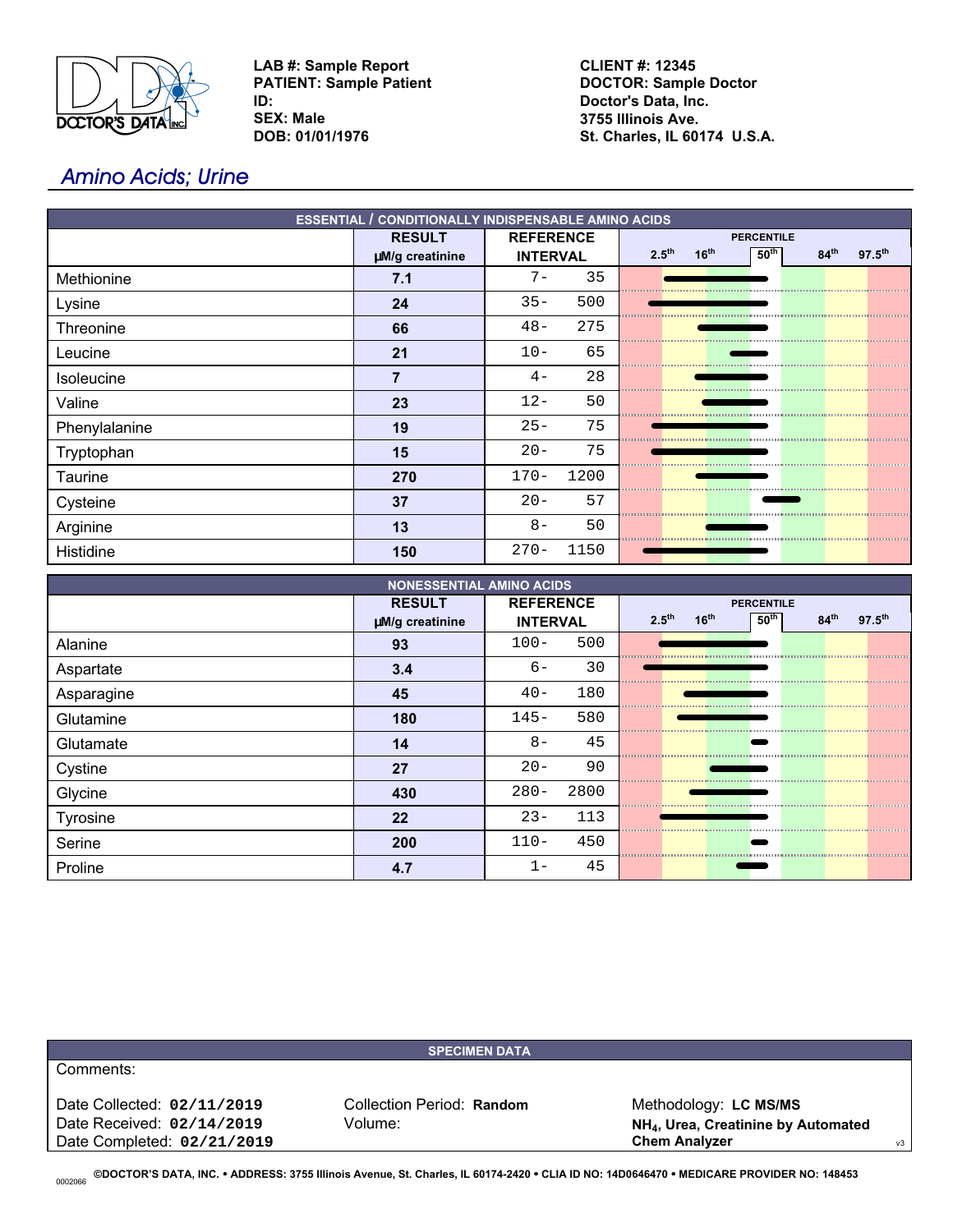**LAB #: Sample Report**
**PATIENT: Sample Patient**
**ID:**
**SEX: Male**
**DOB: 01/01/1976**

**CLIENT #: 12345**
**DOCTOR: Sample Doctor**
**Doctor's Data, Inc.**
**3755 Illinois Ave.**
**St. Charles, IL 60174 U.S.A.**

# Amino Acids; Urine

| ESSENTIAL / CONDITIONALLY INDISPENSABLE AMINO ACIDS | RESULT μM/g creatinine | REFERENCE INTERVAL | PERCENTILE (2.5th, 16th, 50th, 84th, 97.5th) |
|---|---|---|---|
| Methionine | 7.1 | 7- 35 | |
| Lysine | 24 | 35- 500 | |
| Threonine | 66 | 48- 275 | |
| Leucine | 21 | 10- 65 | |
| Isoleucine | 7 | 4- 28 | |
| Valine | 23 | 12- 50 | |
| Phenylalanine | 19 | 25- 75 | |
| Tryptophan | 15 | 20- 75 | |
| Taurine | 270 | 170- 1200 | |
| Cysteine | 37 | 20- 57 | |
| Arginine | 13 | 8- 50 | |
| Histidine | 150 | 270- 1150 | |

| NONESSENTIAL AMINO ACIDS | RESULT μM/g creatinine | REFERENCE INTERVAL | PERCENTILE (2.5th, 16th, 50th, 84th, 97.5th) |
|---|---|---|---|
| Alanine | 93 | 100- 500 | |
| Aspartate | 3.4 | 6- 30 | |
| Asparagine | 45 | 40- 180 | |
| Glutamine | 180 | 145- 580 | |
| Glutamate | 14 | 8- 45 | |
| Cystine | 27 | 20- 90 | |
| Glycine | 430 | 280- 2800 | |
| Tyrosine | 22 | 23- 113 | |
| Serine | 200 | 110- 450 | |
| Proline | 4.7 | 1- 45 | |

**SPECIMEN DATA**

Comments:

Date Collected: **02/11/2019**
Date Received: **02/14/2019**
Date Completed: **02/21/2019**

Collection Period: **Random**
Volume:

Methodology: **LC MS/MS**
**$NH_4$, Urea, Creatinine by Automated Chem Analyzer**

v3

0002066 **©DOCTOR'S DATA, INC. • ADDRESS: 3755 Illinois Avenue, St. Charles, IL 60174-2420 • CLIA ID NO: 14D0646470 • MEDICARE PROVIDER NO: 148453**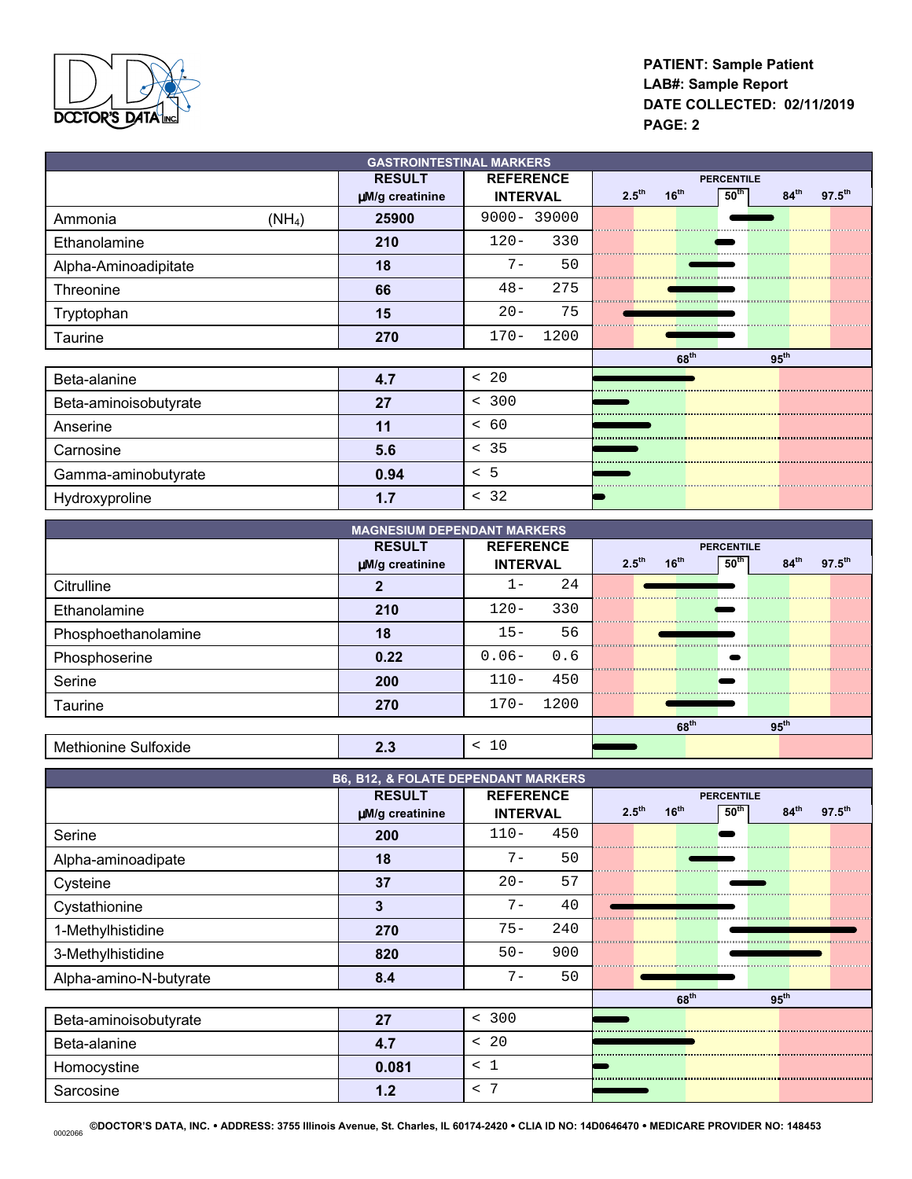PATIENT: Sample Patient
LAB#: Sample Report
DATE COLLECTED: 02/11/2019

## GASTROINTESTINAL MARKERS

| | RESULT µM/g creatinine | REFERENCE INTERVAL | PERCENTILE 2.5th 16th 50th 84th 97.5th |
|---|---|---|---|
| Ammonia ($NH_4$) | 25900 | 9000- 39000 | |
| Ethanolamine | 210 | 120- 330 | |
| Alpha-Aminoadipitate | 18 | 7- 50 | |
| Threonine | 66 | 48- 275 | |
| Tryptophan | 15 | 20- 75 | |
| Taurine | 270 | 170- 1200 | |

| | RESULT | REFERENCE INTERVAL | 68th 95th |
|---|---|---|---|
| Beta-alanine | 4.7 | < 20 | |
| Beta-aminoisobutyrate | 27 | < 300 | |
| Anserine | 11 | < 60 | |
| Carnosine | 5.6 | < 35 | |
| Gamma-aminobutyrate | 0.94 | < 5 | |
| Hydroxyproline | 1.7 | < 32 | |

## MAGNESIUM DEPENDANT MARKERS

| | RESULT µM/g creatinine | REFERENCE INTERVAL | PERCENTILE 2.5th 16th 50th 84th 97.5th |
|---|---|---|---|
| Citrulline | 2 | 1- 24 | |
| Ethanolamine | 210 | 120- 330 | |
| Phosphoethanolamine | 18 | 15- 56 | |
| Phosphoserine | 0.22 | 0.06- 0.6 | |
| Serine | 200 | 110- 450 | |
| Taurine | 270 | 170- 1200 | |

| | RESULT | REFERENCE INTERVAL | 68th 95th |
|---|---|---|---|
| Methionine Sulfoxide | 2.3 | < 10 | |

## B6, B12, & FOLATE DEPENDANT MARKERS

| | RESULT µM/g creatinine | REFERENCE INTERVAL | PERCENTILE 2.5th 16th 50th 84th 97.5th |
|---|---|---|---|
| Serine | 200 | 110- 450 | |
| Alpha-aminoadipate | 18 | 7- 50 | |
| Cysteine | 37 | 20- 57 | |
| Cystathionine | 3 | 7- 40 | |
| 1-Methylhistidine | 270 | 75- 240 | |
| 3-Methylhistidine | 820 | 50- 900 | |
| Alpha-amino-N-butyrate | 8.4 | 7- 50 | |

| | RESULT | REFERENCE INTERVAL | 68th 95th |
|---|---|---|---|
| Beta-aminoisobutyrate | 27 | < 300 | |
| Beta-alanine | 4.7 | < 20 | |
| Homocystine | 0.081 | < 1 | |
| Sarcosine | 1.2 | < 7 | |

©DOCTOR'S DATA, INC. • ADDRESS: 3755 Illinois Avenue, St. Charles, IL 60174-2420 • CLIA ID NO: 14D0646470 • MEDICARE PROVIDER NO: 148453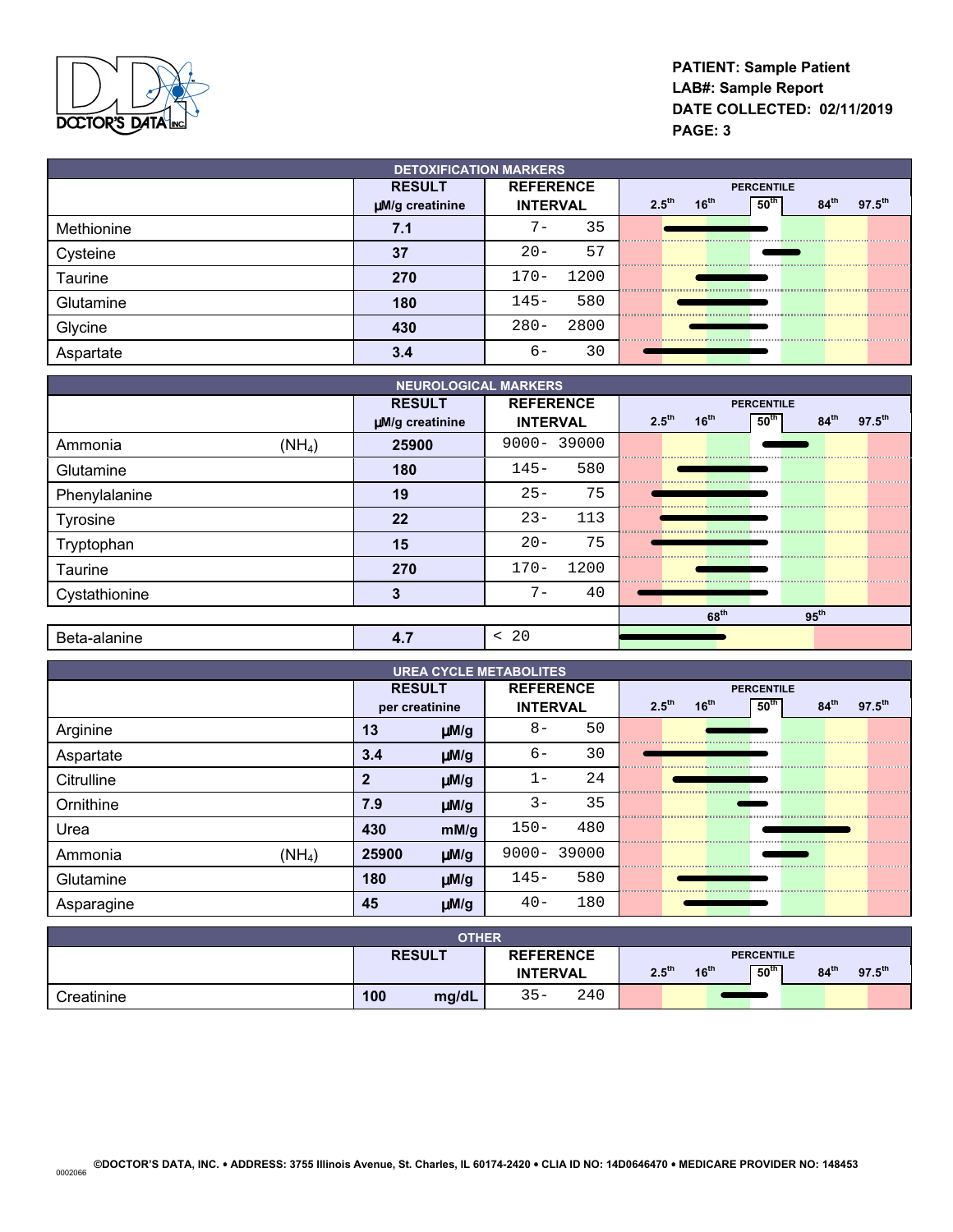PATIENT: Sample Patient
LAB#: Sample Report
DATE COLLECTED: 02/11/2019

## DETOXIFICATION MARKERS

| | RESULT µM/g creatinine | REFERENCE INTERVAL |
|---|---|---|
| Methionine | 7.1 | 7- 35 |
| Cysteine | 37 | 20- 57 |
| Taurine | 270 | 170- 1200 |
| Glutamine | 180 | 145- 580 |
| Glycine | 430 | 280- 2800 |
| Aspartate | 3.4 | 6- 30 |

## NEUROLOGICAL MARKERS

| | | RESULT µM/g creatinine | REFERENCE INTERVAL |
|---|---|---|---|
| Ammonia | ($NH_4$) | 25900 | 9000- 39000 |
| Glutamine | | 180 | 145- 580 |
| Phenylalanine | | 19 | 25- 75 |
| Tyrosine | | 22 | 23- 113 |
| Tryptophan | | 15 | 20- 75 |
| Taurine | | 270 | 170- 1200 |
| Cystathionine | | 3 | 7- 40 |
| Beta-alanine | | 4.7 | < 20 |

## UREA CYCLE METABOLITES

| | | RESULT per creatinine | | REFERENCE INTERVAL |
|---|---|---|---|---|
| Arginine | | 13 | µM/g | 8- 50 |
| Aspartate | | 3.4 | µM/g | 6- 30 |
| Citrulline | | 2 | µM/g | 1- 24 |
| Ornithine | | 7.9 | µM/g | 3- 35 |
| Urea | | 430 | mM/g | 150- 480 |
| Ammonia | ($NH_4$) | 25900 | µM/g | 9000- 39000 |
| Glutamine | | 180 | µM/g | 145- 580 |
| Asparagine | | 45 | µM/g | 40- 180 |

## OTHER

| | RESULT | | REFERENCE INTERVAL |
|---|---|---|---|
| Creatinine | 100 | mg/dL | 35- 240 |

©DOCTOR'S DATA, INC. • ADDRESS: 3755 Illinois Avenue, St. Charles, IL 60174-2420 • CLIA ID NO: 14D0646470 • MEDICARE PROVIDER NO: 148453

0002066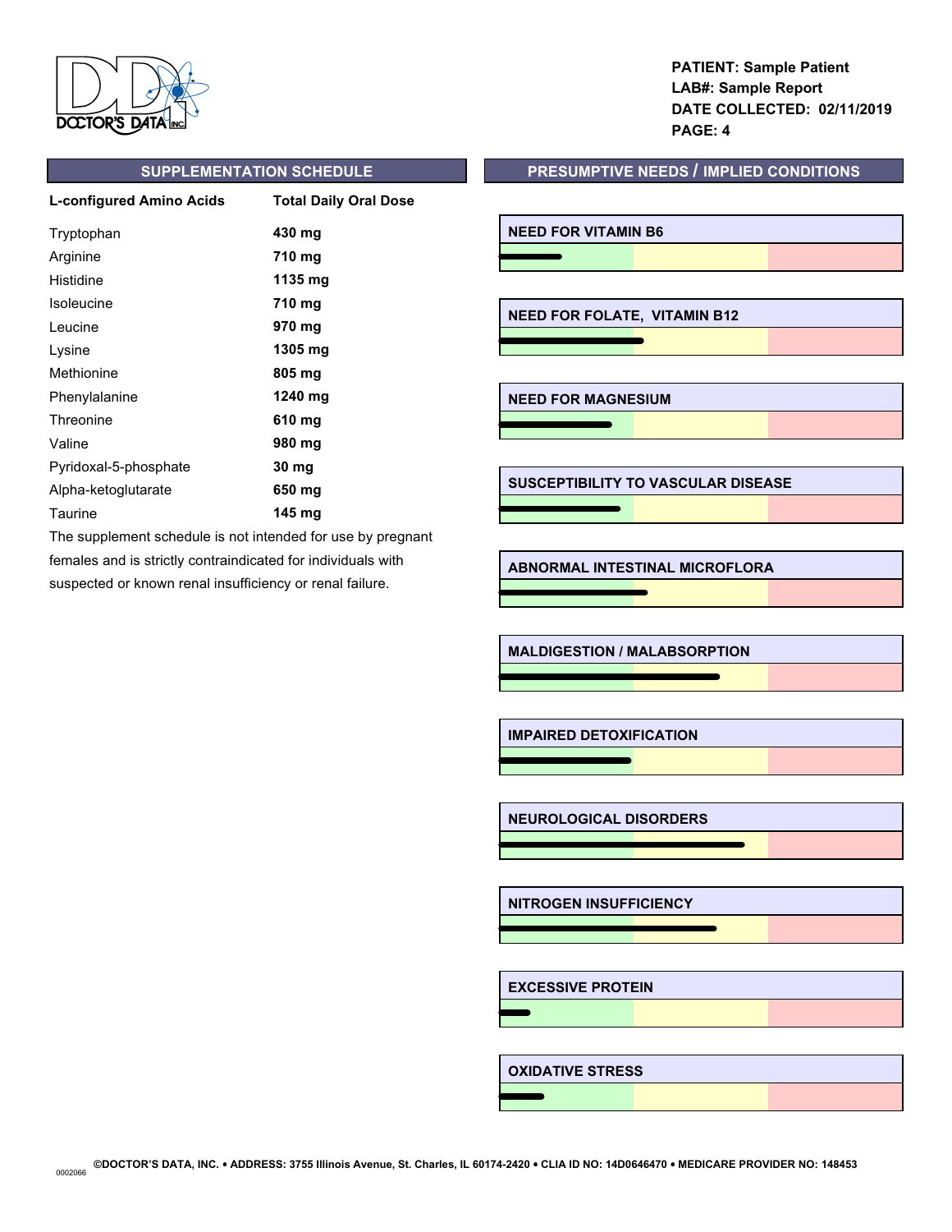PATIENT: Sample Patient
LAB#: Sample Report
DATE COLLECTED: 02/11/2019

## SUPPLEMENTATION SCHEDULE

| L-configured Amino Acids | Total Daily Oral Dose |
|---|---|
| Tryptophan | 430 mg |
| Arginine | 710 mg |
| Histidine | 1135 mg |
| Isoleucine | 710 mg |
| Leucine | 970 mg |
| Lysine | 1305 mg |
| Methionine | 805 mg |
| Phenylalanine | 1240 mg |
| Threonine | 610 mg |
| Valine | 980 mg |
| Pyridoxal-5-phosphate | 30 mg |
| Alpha-ketoglutarate | 650 mg |
| Taurine | 145 mg |

The supplement schedule is not intended for use by pregnant females and is strictly contraindicated for individuals with suspected or known renal insufficiency or renal failure.

## PRESUMPTIVE NEEDS / IMPLIED CONDITIONS

- NEED FOR VITAMIN B6
- NEED FOR FOLATE, VITAMIN B12
- NEED FOR MAGNESIUM
- SUSCEPTIBILITY TO VASCULAR DISEASE
- ABNORMAL INTESTINAL MICROFLORA
- MALDIGESTION / MALABSORPTION
- IMPAIRED DETOXIFICATION
- NEUROLOGICAL DISORDERS
- NITROGEN INSUFFICIENCY
- EXCESSIVE PROTEIN
- OXIDATIVE STRESS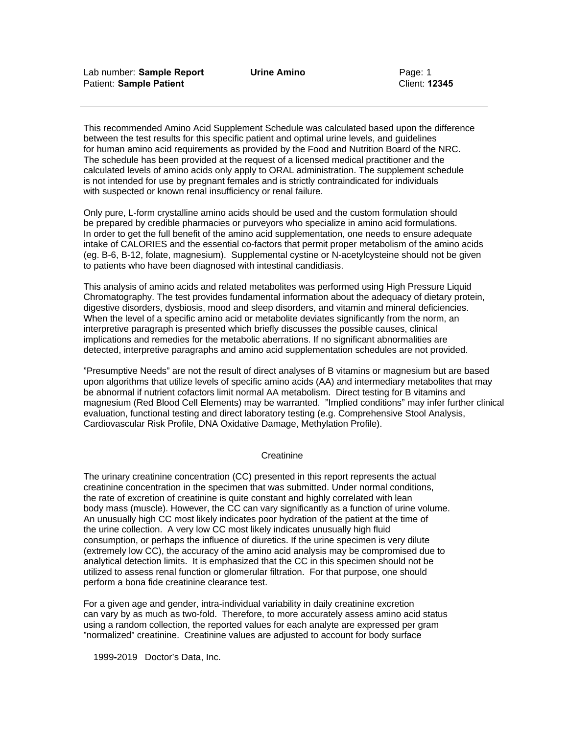This recommended Amino Acid Supplement Schedule was calculated based upon the difference between the test results for this specific patient and optimal urine levels, and guidelines for human amino acid requirements as provided by the Food and Nutrition Board of the NRC. The schedule has been provided at the request of a licensed medical practitioner and the calculated levels of amino acids only apply to ORAL administration. The supplement schedule is not intended for use by pregnant females and is strictly contraindicated for individuals with suspected or known renal insufficiency or renal failure.

Only pure, L-form crystalline amino acids should be used and the custom formulation should be prepared by credible pharmacies or purveyors who specialize in amino acid formulations. In order to get the full benefit of the amino acid supplementation, one needs to ensure adequate intake of CALORIES and the essential co-factors that permit proper metabolism of the amino acids (eg. B-6, B-12, folate, magnesium). Supplemental cystine or N-acetylcysteine should not be given to patients who have been diagnosed with intestinal candidiasis.

This analysis of amino acids and related metabolites was performed using High Pressure Liquid Chromatography. The test provides fundamental information about the adequacy of dietary protein, digestive disorders, dysbiosis, mood and sleep disorders, and vitamin and mineral deficiencies. When the level of a specific amino acid or metabolite deviates significantly from the norm, an interpretive paragraph is presented which briefly discusses the possible causes, clinical implications and remedies for the metabolic aberrations. If no significant abnormalities are detected, interpretive paragraphs and amino acid supplementation schedules are not provided.

"Presumptive Needs" are not the result of direct analyses of B vitamins or magnesium but are based upon algorithms that utilize levels of specific amino acids (AA) and intermediary metabolites that may be abnormal if nutrient cofactors limit normal AA metabolism. Direct testing for B vitamins and magnesium (Red Blood Cell Elements) may be warranted. "Implied conditions" may infer further clinical evaluation, functional testing and direct laboratory testing (e.g. Comprehensive Stool Analysis, Cardiovascular Risk Profile, DNA Oxidative Damage, Methylation Profile).

## Creatinine

The urinary creatinine concentration (CC) presented in this report represents the actual creatinine concentration in the specimen that was submitted. Under normal conditions, the rate of excretion of creatinine is quite constant and highly correlated with lean body mass (muscle). However, the CC can vary significantly as a function of urine volume. An unusually high CC most likely indicates poor hydration of the patient at the time of the urine collection. A very low CC most likely indicates unusually high fluid consumption, or perhaps the influence of diuretics. If the urine specimen is very dilute (extremely low CC), the accuracy of the amino acid analysis may be compromised due to analytical detection limits. It is emphasized that the CC in this specimen should not be utilized to assess renal function or glomerular filtration. For that purpose, one should perform a bona fide creatinine clearance test.

For a given age and gender, intra-individual variability in daily creatinine excretion can vary by as much as two-fold. Therefore, to more accurately assess amino acid status using a random collection, the reported values for each analyte are expressed per gram "normalized" creatinine. Creatinine values are adjusted to account for body surface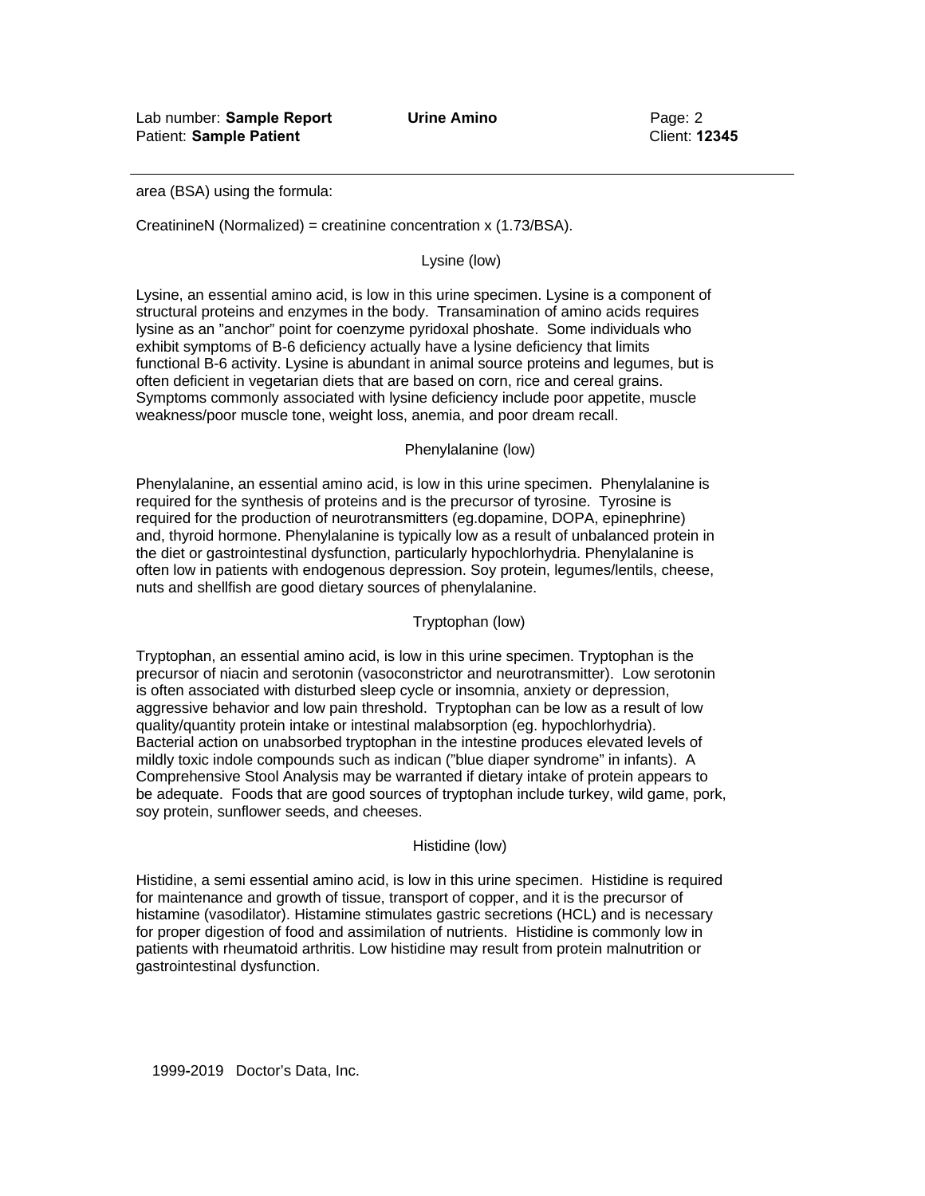area (BSA) using the formula:

CreatinineN (Normalized) = creatinine concentration x (1.73/BSA).

## Lysine (low)

Lysine, an essential amino acid, is low in this urine specimen. Lysine is a component of structural proteins and enzymes in the body. Transamination of amino acids requires lysine as an "anchor" point for coenzyme pyridoxal phoshate. Some individuals who exhibit symptoms of B-6 deficiency actually have a lysine deficiency that limits functional B-6 activity. Lysine is abundant in animal source proteins and legumes, but is often deficient in vegetarian diets that are based on corn, rice and cereal grains. Symptoms commonly associated with lysine deficiency include poor appetite, muscle weakness/poor muscle tone, weight loss, anemia, and poor dream recall.

## Phenylalanine (low)

Phenylalanine, an essential amino acid, is low in this urine specimen. Phenylalanine is required for the synthesis of proteins and is the precursor of tyrosine. Tyrosine is required for the production of neurotransmitters (eg.dopamine, DOPA, epinephrine) and, thyroid hormone. Phenylalanine is typically low as a result of unbalanced protein in the diet or gastrointestinal dysfunction, particularly hypochlorhydria. Phenylalanine is often low in patients with endogenous depression. Soy protein, legumes/lentils, cheese, nuts and shellfish are good dietary sources of phenylalanine.

## Tryptophan (low)

Tryptophan, an essential amino acid, is low in this urine specimen. Tryptophan is the precursor of niacin and serotonin (vasoconstrictor and neurotransmitter). Low serotonin is often associated with disturbed sleep cycle or insomnia, anxiety or depression, aggressive behavior and low pain threshold. Tryptophan can be low as a result of low quality/quantity protein intake or intestinal malabsorption (eg. hypochlorhydria). Bacterial action on unabsorbed tryptophan in the intestine produces elevated levels of mildly toxic indole compounds such as indican ("blue diaper syndrome" in infants). A Comprehensive Stool Analysis may be warranted if dietary intake of protein appears to be adequate. Foods that are good sources of tryptophan include turkey, wild game, pork, soy protein, sunflower seeds, and cheeses.

## Histidine (low)

Histidine, a semi essential amino acid, is low in this urine specimen. Histidine is required for maintenance and growth of tissue, transport of copper, and it is the precursor of histamine (vasodilator). Histamine stimulates gastric secretions (HCL) and is necessary for proper digestion of food and assimilation of nutrients. Histidine is commonly low in patients with rheumatoid arthritis. Low histidine may result from protein malnutrition or gastrointestinal dysfunction.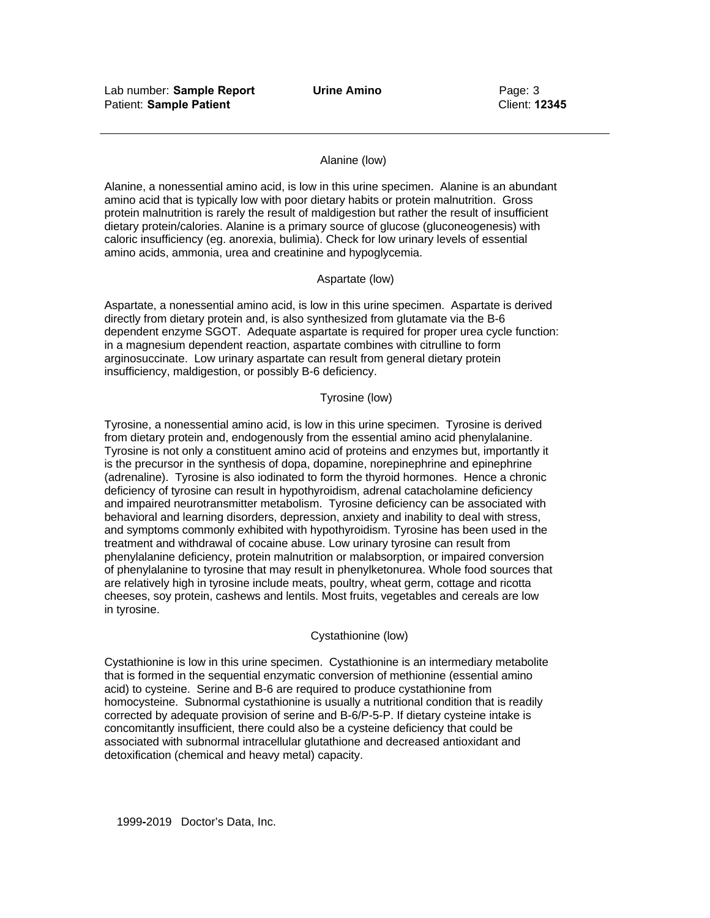### Alanine (low)

Alanine, a nonessential amino acid, is low in this urine specimen. Alanine is an abundant amino acid that is typically low with poor dietary habits or protein malnutrition. Gross protein malnutrition is rarely the result of maldigestion but rather the result of insufficient dietary protein/calories. Alanine is a primary source of glucose (gluconeogenesis) with caloric insufficiency (eg. anorexia, bulimia). Check for low urinary levels of essential amino acids, ammonia, urea and creatinine and hypoglycemia.

### Aspartate (low)

Aspartate, a nonessential amino acid, is low in this urine specimen. Aspartate is derived directly from dietary protein and, is also synthesized from glutamate via the B-6 dependent enzyme SGOT. Adequate aspartate is required for proper urea cycle function: in a magnesium dependent reaction, aspartate combines with citrulline to form arginosuccinate. Low urinary aspartate can result from general dietary protein insufficiency, maldigestion, or possibly B-6 deficiency.

### Tyrosine (low)

Tyrosine, a nonessential amino acid, is low in this urine specimen. Tyrosine is derived from dietary protein and, endogenously from the essential amino acid phenylalanine. Tyrosine is not only a constituent amino acid of proteins and enzymes but, importantly it is the precursor in the synthesis of dopa, dopamine, norepinephrine and epinephrine (adrenaline). Tyrosine is also iodinated to form the thyroid hormones. Hence a chronic deficiency of tyrosine can result in hypothyroidism, adrenal catacholamine deficiency and impaired neurotransmitter metabolism. Tyrosine deficiency can be associated with behavioral and learning disorders, depression, anxiety and inability to deal with stress, and symptoms commonly exhibited with hypothyroidism. Tyrosine has been used in the treatment and withdrawal of cocaine abuse. Low urinary tyrosine can result from phenylalanine deficiency, protein malnutrition or malabsorption, or impaired conversion of phenylalanine to tyrosine that may result in phenylketonurea. Whole food sources that are relatively high in tyrosine include meats, poultry, wheat germ, cottage and ricotta cheeses, soy protein, cashews and lentils. Most fruits, vegetables and cereals are low in tyrosine.

### Cystathionine (low)

Cystathionine is low in this urine specimen. Cystathionine is an intermediary metabolite that is formed in the sequential enzymatic conversion of methionine (essential amino acid) to cysteine. Serine and B-6 are required to produce cystathionine from homocysteine. Subnormal cystathionine is usually a nutritional condition that is readily corrected by adequate provision of serine and B-6/P-5-P. If dietary cysteine intake is concomitantly insufficient, there could also be a cysteine deficiency that could be associated with subnormal intracellular glutathione and decreased antioxidant and detoxification (chemical and heavy metal) capacity.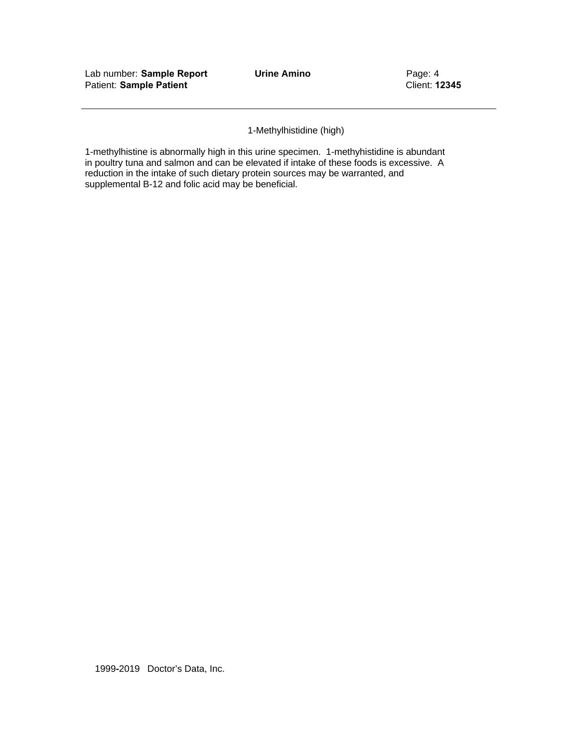1-Methylhistidine (high)

1-methylhistine is abnormally high in this urine specimen. 1-methyhistidine is abundant in poultry tuna and salmon and can be elevated if intake of these foods is excessive. A reduction in the intake of such dietary protein sources may be warranted, and supplemental B-12 and folic acid may be beneficial.